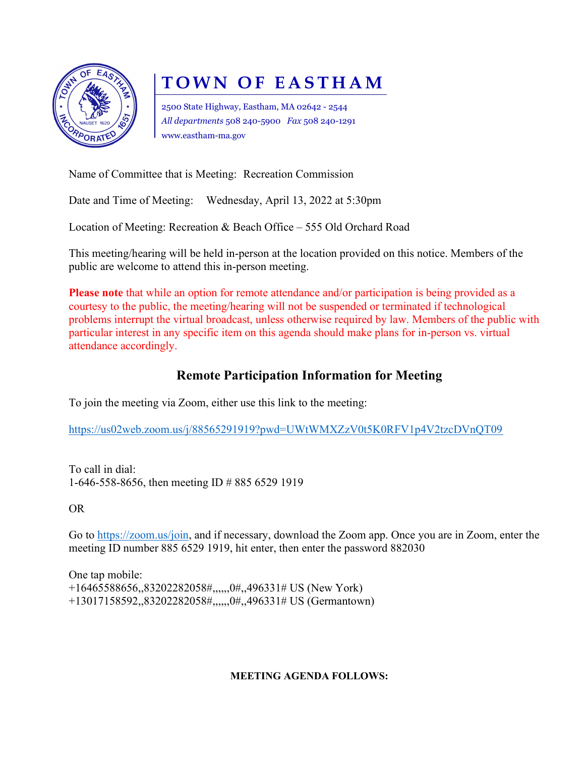# TOWN OF EASTHAM

2500 State Highway, Eastham, MA 02642 - 2544
*All departments* 508 240-5900 *Fax* 508 240-1291
www.eastham-ma.gov

Name of Committee that is Meeting: Recreation Commission

Date and Time of Meeting: Wednesday, April 13, 2022 at 5:30pm

Location of Meeting: Recreation & Beach Office – 555 Old Orchard Road

This meeting/hearing will be held in-person at the location provided on this notice. Members of the public are welcome to attend this in-person meeting.

**Please note** that while an option for remote attendance and/or participation is being provided as a courtesy to the public, the meeting/hearing will not be suspended or terminated if technological problems interrupt the virtual broadcast, unless otherwise required by law. Members of the public with particular interest in any specific item on this agenda should make plans for in-person vs. virtual attendance accordingly.

## Remote Participation Information for Meeting

To join the meeting via Zoom, either use this link to the meeting:

https://us02web.zoom.us/j/88565291919?pwd=UWtWMXZzV0t5K0RFV1p4V2tzcDVnQT09

To call in dial:
1-646-558-8656, then meeting ID # 885 6529 1919

OR

Go to https://zoom.us/join, and if necessary, download the Zoom app. Once you are in Zoom, enter the meeting ID number 885 6529 1919, hit enter, then enter the password 882030

One tap mobile:
+16465588656,,83202282058#,,,,,,0#,,496331# US (New York)
+13017158592,,83202282058#,,,,,,0#,,496331# US (Germantown)

**MEETING AGENDA FOLLOWS:**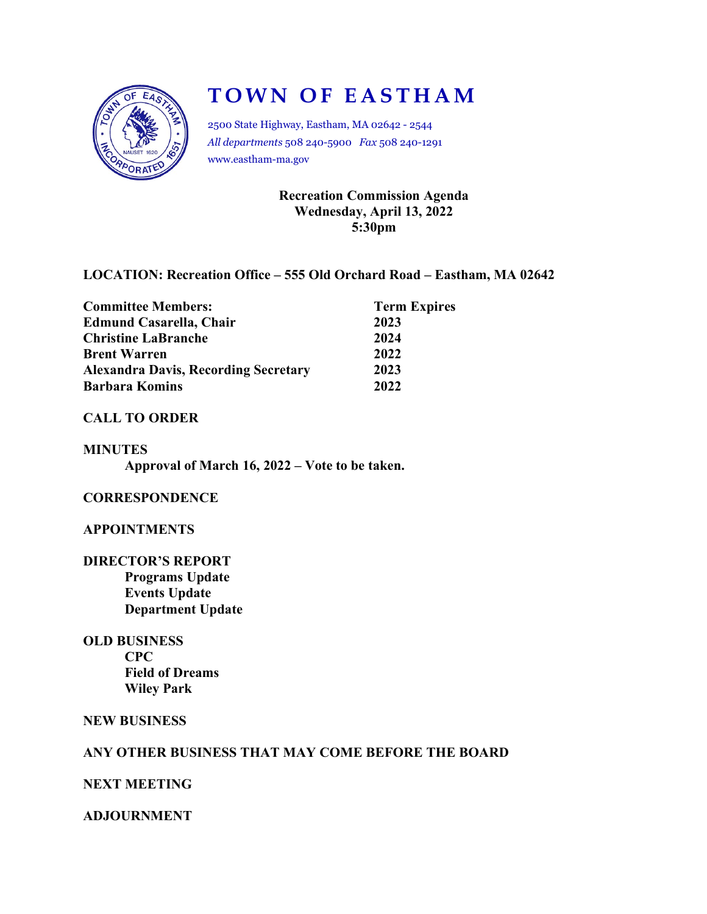# TOWN OF EASTHAM

2500 State Highway, Eastham, MA 02642 - 2544
*All departments* 508 240-5900 *Fax* 508 240-1291
www.eastham-ma.gov

**Recreation Commission Agenda**
**Wednesday, April 13, 2022**
**5:30pm**

**LOCATION: Recreation Office – 555 Old Orchard Road – Eastham, MA 02642**

| Committee Members: | Term Expires |
| --- | --- |
| Edmund Casarella, Chair | 2023 |
| Christine LaBranche | 2024 |
| Brent Warren | 2022 |
| Alexandra Davis, Recording Secretary | 2023 |
| Barbara Komins | 2022 |

**CALL TO ORDER**

**MINUTES**

**Approval of March 16, 2022 – Vote to be taken.**

**CORRESPONDENCE**

**APPOINTMENTS**

**DIRECTOR'S REPORT**

**Programs Update**
**Events Update**
**Department Update**

**OLD BUSINESS**

**CPC**
**Field of Dreams**
**Wiley Park**

**NEW BUSINESS**

**ANY OTHER BUSINESS THAT MAY COME BEFORE THE BOARD**

**NEXT MEETING**

**ADJOURNMENT**